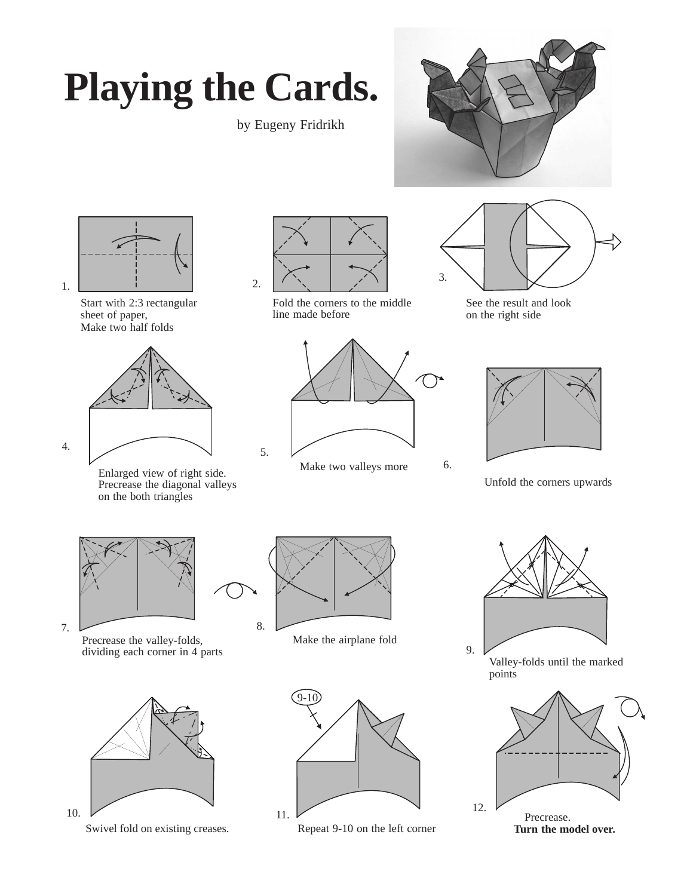# Playing the Cards.

by Eugeny Fridrikh

1. Start with 2:3 rectangular sheet of paper, Make two half folds

2. Fold the corners to the middle line made before

3. See the result and look on the right side

4. Enlarged view of right side. Precrease the diagonal valleys on the both triangles

5. Make two valleys more

6. Unfold the corners upwards

7. Precrease the valley-folds, dividing each corner in 4 parts

8. Make the airplane fold

9. Valley-folds until the marked points

10. Swivel fold on existing creases.

11. Repeat 9-10 on the left corner

12. Precrease. **Turn the model over.**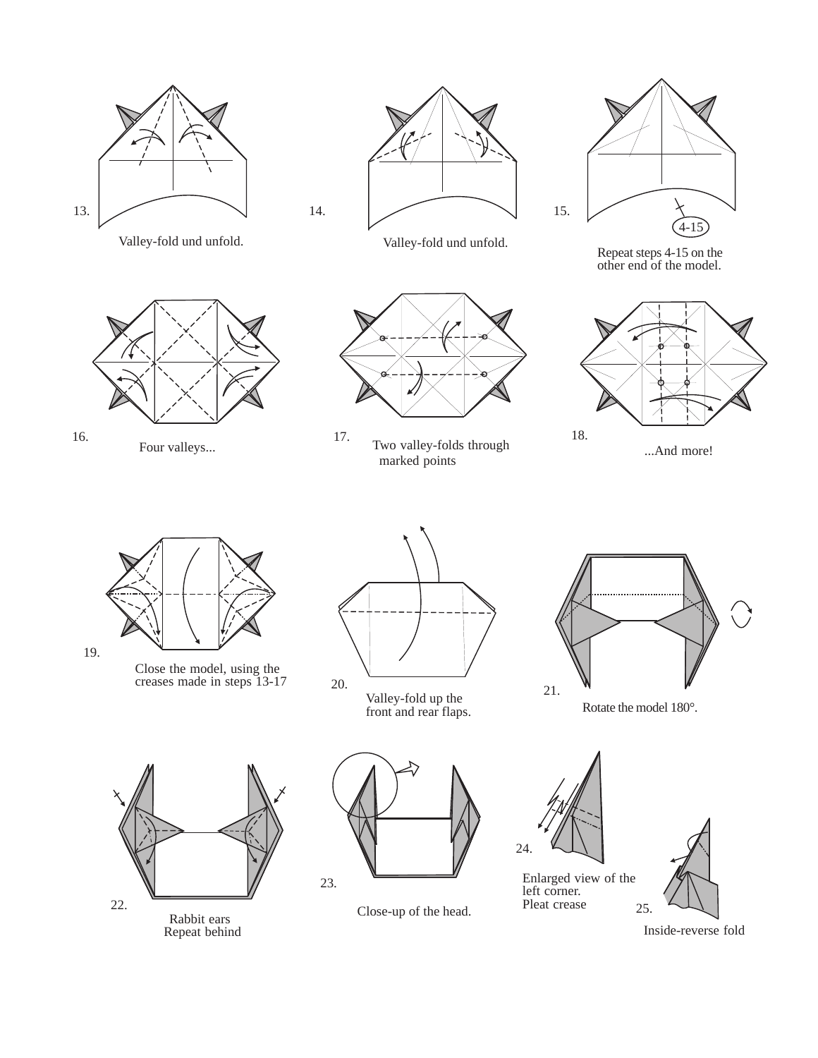13. Valley-fold und unfold.

14. Valley-fold und unfold.

15. Repeat steps 4-15 on the other end of the model.

4-15

16. Four valleys...

17. Two valley-folds through marked points

18. ...And more!

19. Close the model, using the creases made in steps 13-17

20. Valley-fold up the front and rear flaps.

21. Rotate the model 180°.

22. Rabbit ears
Repeat behind

23. Close-up of the head.

24. Enlarged view of the left corner.
Pleat crease

25. Inside-reverse fold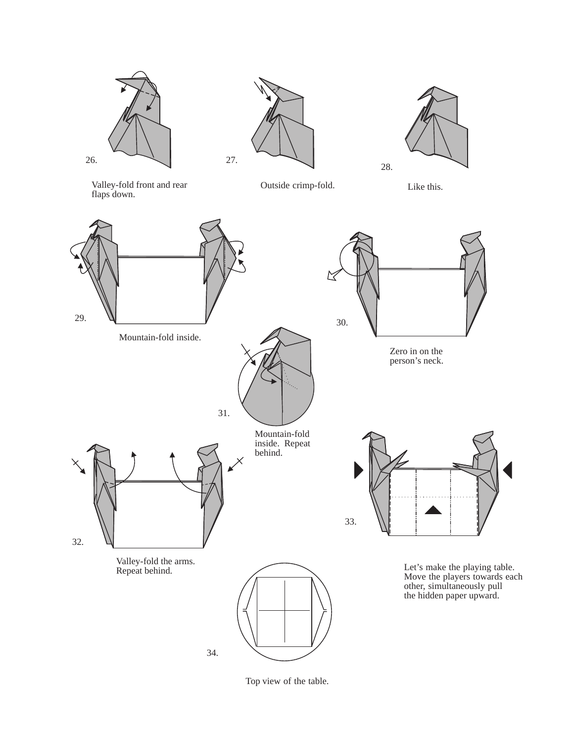26.

Valley-fold front and rear flaps down.

27.

Outside crimp-fold.

28.

Like this.

29.

Mountain-fold inside.

30.

Zero in on the person's neck.

31.

Mountain-fold inside. Repeat behind.

32.

Valley-fold the arms. Repeat behind.

33.

Let's make the playing table. Move the players towards each other, simultaneously pull the hidden paper upward.

34.

Top view of the table.